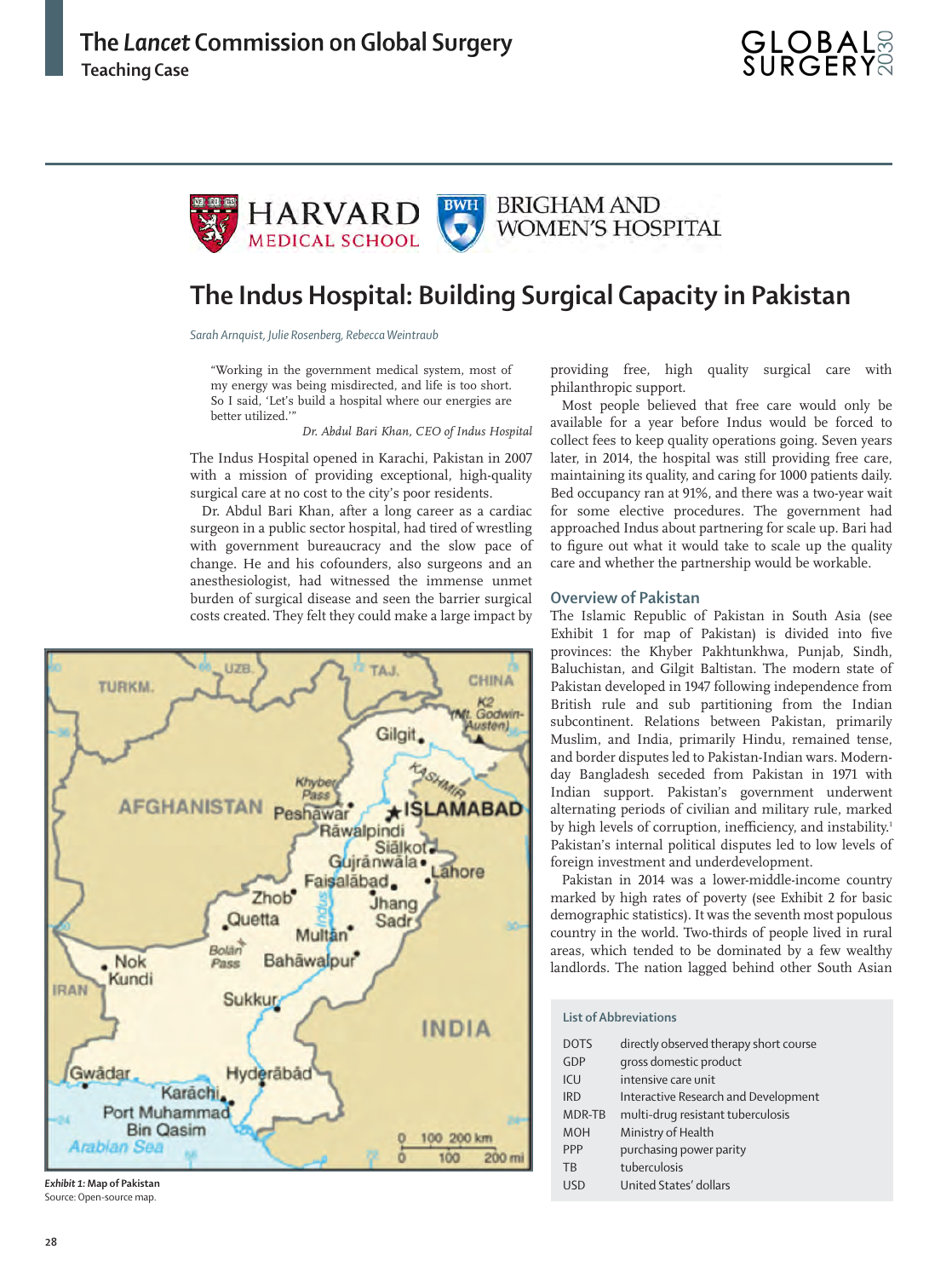# The Indus Hospital: Building Surgical Capacity in Pakistan

*Sarah Arnquist, Julie Rosenberg, Rebecca Weintraub*

> "Working in the government medical system, most of my energy was being misdirected, and life is too short. So I said, 'Let's build a hospital where our energies are better utilized.'"
>
> *Dr. Abdul Bari Khan, CEO of Indus Hospital*

The Indus Hospital opened in Karachi, Pakistan in 2007 with a mission of providing exceptional, high-quality surgical care at no cost to the city's poor residents.

Dr. Abdul Bari Khan, after a long career as a cardiac surgeon in a public sector hospital, had tired of wrestling with government bureaucracy and the slow pace of change. He and his cofounders, also surgeons and an anesthesiologist, had witnessed the immense unmet burden of surgical disease and seen the barrier surgical costs created. They felt they could make a large impact by providing free, high quality surgical care with philanthropic support.

Most people believed that free care would only be available for a year before Indus would be forced to collect fees to keep quality operations going. Seven years later, in 2014, the hospital was still providing free care, maintaining its quality, and caring for 1000 patients daily. Bed occupancy ran at 91%, and there was a two-year wait for some elective procedures. The government had approached Indus about partnering for scale up. Bari had to figure out what it would take to scale up the quality care and whether the partnership would be workable.

*Exhibit 1:* **Map of Pakistan**
Source: Open-source map.

## Overview of Pakistan

The Islamic Republic of Pakistan in South Asia (see Exhibit 1 for map of Pakistan) is divided into five provinces: the Khyber Pakhtunkhwa, Punjab, Sindh, Baluchistan, and Gilgit Baltistan. The modern state of Pakistan developed in 1947 following independence from British rule and sub partitioning from the Indian subcontinent. Relations between Pakistan, primarily Muslim, and India, primarily Hindu, remained tense, and border disputes led to Pakistan-Indian wars. Modern-day Bangladesh seceded from Pakistan in 1971 with Indian support. Pakistan's government underwent alternating periods of civilian and military rule, marked by high levels of corruption, inefficiency, and instability.[1] Pakistan's internal political disputes led to low levels of foreign investment and underdevelopment.

Pakistan in 2014 was a lower-middle-income country marked by high rates of poverty (see Exhibit 2 for basic demographic statistics). It was the seventh most populous country in the world. Two-thirds of people lived in rural areas, which tended to be dominated by a few wealthy landlords. The nation lagged behind other South Asian

**List of Abbreviations**

| | |
|---|---|
| DOTS | directly observed therapy short course |
| GDP | gross domestic product |
| ICU | intensive care unit |
| IRD | Interactive Research and Development |
| MDR-TB | multi-drug resistant tuberculosis |
| MOH | Ministry of Health |
| PPP | purchasing power parity |
| TB | tuberculosis |
| USD | United States' dollars |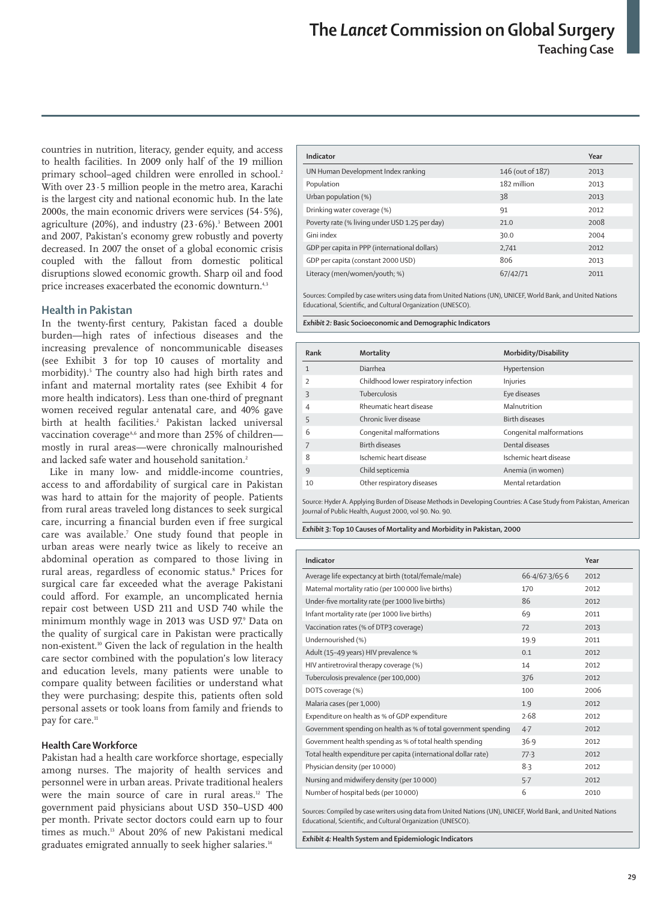countries in nutrition, literacy, gender equity, and access to health facilities. In 2009 only half of the 19 million primary school–aged children were enrolled in school.[2] With over 23·5 million people in the metro area, Karachi is the largest city and national economic hub. In the late 2000s, the main economic drivers were services (54·5%), agriculture (20%), and industry (23·6%).[3] Between 2001 and 2007, Pakistan's economy grew robustly and poverty decreased. In 2007 the onset of a global economic crisis coupled with the fallout from domestic political disruptions slowed economic growth. Sharp oil and food price increases exacerbated the economic downturn.[4,3]

## Health in Pakistan

In the twenty-first century, Pakistan faced a double burden—high rates of infectious diseases and the increasing prevalence of noncommunicable diseases (see Exhibit 3 for top 10 causes of mortality and morbidity).[5] The country also had high birth rates and infant and maternal mortality rates (see Exhibit 4 for more health indicators). Less than one-third of pregnant women received regular antenatal care, and 40% gave birth at health facilities.[2] Pakistan lacked universal vaccination coverage[A,6] and more than 25% of children—mostly in rural areas—were chronically malnourished and lacked safe water and household sanitation.[2]

Like in many low- and middle-income countries, access to and affordability of surgical care in Pakistan was hard to attain for the majority of people. Patients from rural areas traveled long distances to seek surgical care, incurring a financial burden even if free surgical care was available.[7] One study found that people in urban areas were nearly twice as likely to receive an abdominal operation as compared to those living in rural areas, regardless of economic status.[8] Prices for surgical care far exceeded what the average Pakistani could afford. For example, an uncomplicated hernia repair cost between USD 211 and USD 740 while the minimum monthly wage in 2013 was USD 97.[9] Data on the quality of surgical care in Pakistan were practically non-existent.[10] Given the lack of regulation in the health care sector combined with the population's low literacy and education levels, many patients were unable to compare quality between facilities or understand what they were purchasing; despite this, patients often sold personal assets or took loans from family and friends to pay for care.[11]

### Health Care Workforce

Pakistan had a health care workforce shortage, especially among nurses. The majority of health services and personnel were in urban areas. Private traditional healers were the main source of care in rural areas.[12] The government paid physicians about USD 350–USD 400 per month. Private sector doctors could earn up to four times as much.[13] About 20% of new Pakistani medical graduates emigrated annually to seek higher salaries.[14]

| Indicator | | Year |
|---|---|---|
| UN Human Development Index ranking | 146 (out of 187) | 2013 |
| Population | 182 million | 2013 |
| Urban population (%) | 38 | 2013 |
| Drinking water coverage (%) | 91 | 2012 |
| Poverty rate (% living under USD 1.25 per day) | 21.0 | 2008 |
| Gini index | 30.0 | 2004 |
| GDP per capita in PPP (international dollars) | 2,741 | 2012 |
| GDP per capita (constant 2000 USD) | 806 | 2013 |
| Literacy (men/women/youth; %) | 67/42/71 | 2011 |

Sources: Compiled by case writers using data from United Nations (UN), UNICEF, World Bank, and United Nations Educational, Scientific, and Cultural Organization (UNESCO).

*Exhibit 2:* **Basic Socioeconomic and Demographic Indicators**

| Rank | Mortality | Morbidity/Disability |
|---|---|---|
| 1 | Diarrhea | Hypertension |
| 2 | Childhood lower respiratory infection | Injuries |
| 3 | Tuberculosis | Eye diseases |
| 4 | Rheumatic heart disease | Malnutrition |
| 5 | Chronic liver disease | Birth diseases |
| 6 | Congenital malformations | Congenital malformations |
| 7 | Birth diseases | Dental diseases |
| 8 | Ischemic heart disease | Ischemic heart disease |
| 9 | Child septicemia | Anemia (in women) |
| 10 | Other respiratory diseases | Mental retardation |

Source: Hyder A. Applying Burden of Disease Methods in Developing Countries: A Case Study from Pakistan, American Journal of Public Health, August 2000, vol 90. No. 90.

*Exhibit 3:* **Top 10 Causes of Mortality and Morbidity in Pakistan, 2000**

| Indicator | | Year |
|---|---|---|
| Average life expectancy at birth (total/female/male) | 66·4/67·3/65·6 | 2012 |
| Maternal mortality ratio (per 100 000 live births) | 170 | 2012 |
| Under-five mortality rate (per 1000 live births) | 86 | 2012 |
| Infant mortality rate (per 1000 live births) | 69 | 2011 |
| Vaccination rates (% of DTP3 coverage) | 72 | 2013 |
| Undernourished (%) | 19.9 | 2011 |
| Adult (15–49 years) HIV prevalence % | 0.1 | 2012 |
| HIV antiretroviral therapy coverage (%) | 14 | 2012 |
| Tuberculosis prevalence (per 100,000) | 376 | 2012 |
| DOTS coverage (%) | 100 | 2006 |
| Malaria cases (per 1,000) | 1.9 | 2012 |
| Expenditure on health as % of GDP expenditure | 2·68 | 2012 |
| Government spending on health as % of total government spending | 4·7 | 2012 |
| Government health spending as % of total health spending | 36·9 | 2012 |
| Total health expenditure per capita (international dollar rate) | 77·3 | 2012 |
| Physician density (per 10 000) | 8·3 | 2012 |
| Nursing and midwifery density (per 10 000) | 5·7 | 2012 |
| Number of hospital beds (per 10 000) | 6 | 2010 |

Sources: Compiled by case writers using data from United Nations (UN), UNICEF, World Bank, and United Nations Educational, Scientific, and Cultural Organization (UNESCO).

*Exhibit 4:* **Health System and Epidemiologic Indicators**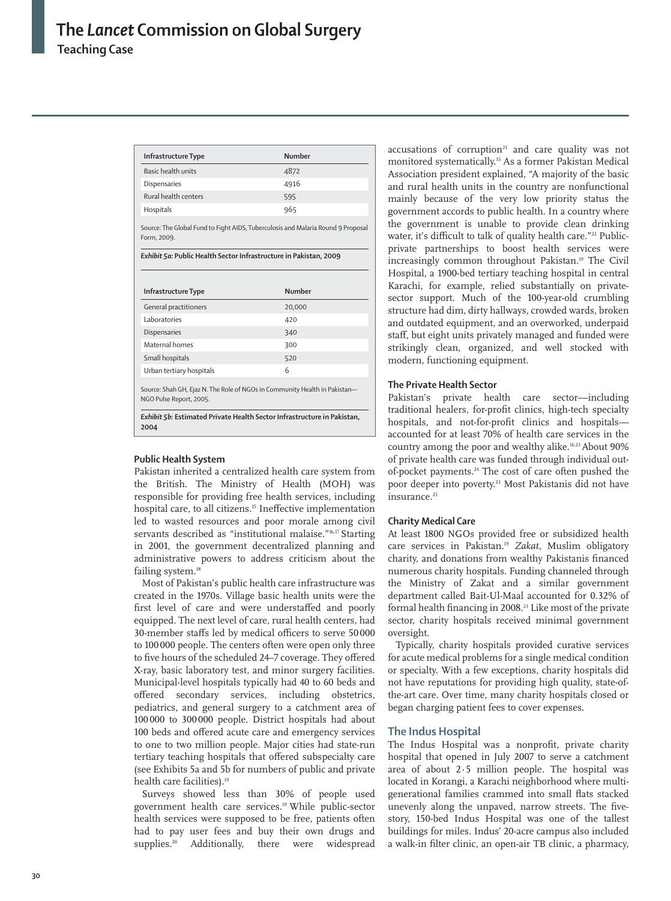| Infrastructure Type | Number |
|---|---|
| Basic health units | 4872 |
| Dispensaries | 4916 |
| Rural health centers | 595 |
| Hospitals | 965 |

Source: The Global Fund to Fight AIDS, Tuberculosis and Malaria Round 9 Proposal Form, 2009.

*Exhibit 5a:* **Public Health Sector Infrastructure in Pakistan, 2009**

| Infrastructure Type | Number |
|---|---|
| General practitioners | 20,000 |
| Laboratories | 420 |
| Dispensaries | 340 |
| Maternal homes | 300 |
| Small hospitals | 520 |
| Urban tertiary hospitals | 6 |

Source: Shah GH, Ejaz N. The Role of NGOs in Community Health in Pakistan—NGO Pulse Report, 2005.

*Exhibit 5b:* **Estimated Private Health Sector Infrastructure in Pakistan, 2004**

### Public Health System

Pakistan inherited a centralized health care system from the British. The Ministry of Health (MOH) was responsible for providing free health services, including hospital care, to all citizens.[15] Ineffective implementation led to wasted resources and poor morale among civil servants described as "institutional malaise."[16,17] Starting in 2001, the government decentralized planning and administrative powers to address criticism about the failing system.[18]

Most of Pakistan's public health care infrastructure was created in the 1970s. Village basic health units were the first level of care and were understaffed and poorly equipped. The next level of care, rural health centers, had 30-member staffs led by medical officers to serve 50 000 to 100 000 people. The centers often were open only three to five hours of the scheduled 24–7 coverage. They offered X-ray, basic laboratory test, and minor surgery facilities. Municipal-level hospitals typically had 40 to 60 beds and offered secondary services, including obstetrics, pediatrics, and general surgery to a catchment area of 100 000 to 300 000 people. District hospitals had about 100 beds and offered acute care and emergency services to one to two million people. Major cities had state-run tertiary teaching hospitals that offered subspecialty care (see Exhibits 5a and 5b for numbers of public and private health care facilities).[19]

Surveys showed less than 30% of people used government health care services.[19] While public-sector health services were supposed to be free, patients often had to pay user fees and buy their own drugs and supplies.[20] Additionally, there were widespread accusations of corruption[21] and care quality was not monitored systematically.[15] As a former Pakistan Medical Association president explained, "A majority of the basic and rural health units in the country are nonfunctional mainly because of the very low priority status the government accords to public health. In a country where the government is unable to provide clean drinking water, it's difficult to talk of quality health care."[22] Public-private partnerships to boost health services were increasingly common throughout Pakistan.[19] The Civil Hospital, a 1900-bed tertiary teaching hospital in central Karachi, for example, relied substantially on private-sector support. Much of the 100-year-old crumbling structure had dim, dirty hallways, crowded wards, broken and outdated equipment, and an overworked, underpaid staff, but eight units privately managed and funded were strikingly clean, organized, and well stocked with modern, functioning equipment.

### The Private Health Sector

Pakistan's private health care sector—including traditional healers, for-profit clinics, high-tech specialty hospitals, and not-for-profit clinics and hospitals—accounted for at least 70% of health care services in the country among the poor and wealthy alike.[16,23] About 90% of private health care was funded through individual out-of-pocket payments.[24] The cost of care often pushed the poor deeper into poverty.[23] Most Pakistanis did not have insurance.[25]

### Charity Medical Care

At least 1800 NGOs provided free or subsidized health care services in Pakistan.[19] *Zakat*, Muslim obligatory charity, and donations from wealthy Pakistanis financed numerous charity hospitals. Funding channeled through the Ministry of Zakat and a similar government department called Bait-Ul-Maal accounted for 0.32% of formal health financing in 2008.[23] Like most of the private sector, charity hospitals received minimal government oversight.

Typically, charity hospitals provided curative services for acute medical problems for a single medical condition or specialty. With a few exceptions, charity hospitals did not have reputations for providing high quality, state-of-the-art care. Over time, many charity hospitals closed or began charging patient fees to cover expenses.

## The Indus Hospital

The Indus Hospital was a nonprofit, private charity hospital that opened in July 2007 to serve a catchment area of about 2·5 million people. The hospital was located in Korangi, a Karachi neighborhood where multi-generational families crammed into small flats stacked unevenly along the unpaved, narrow streets. The five-story, 150-bed Indus Hospital was one of the tallest buildings for miles. Indus' 20-acre campus also included a walk-in filter clinic, an open-air TB clinic, a pharmacy,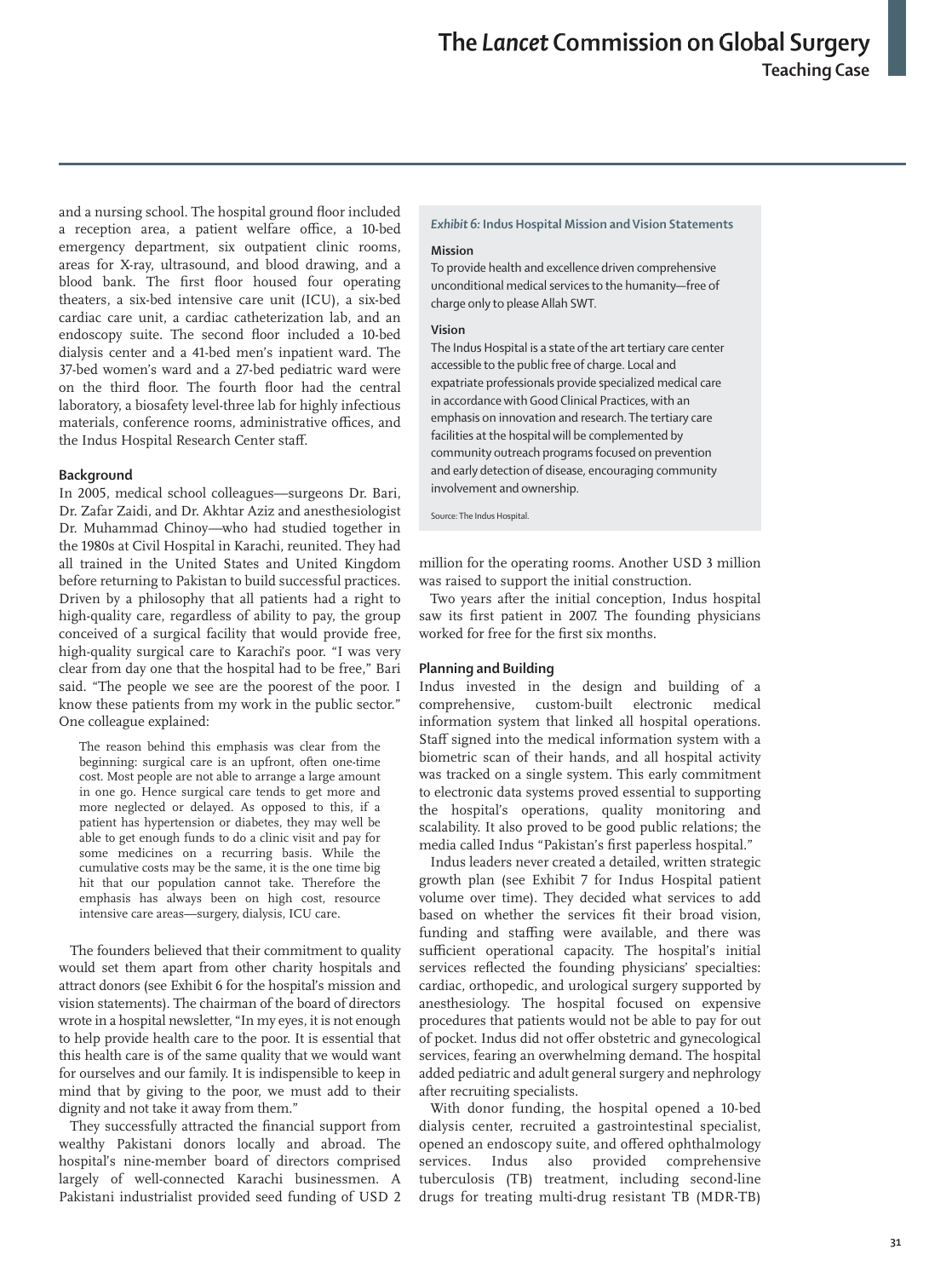and a nursing school. The hospital ground floor included a reception area, a patient welfare office, a 10-bed emergency department, six outpatient clinic rooms, areas for X-ray, ultrasound, and blood drawing, and a blood bank. The first floor housed four operating theaters, a six-bed intensive care unit (ICU), a six-bed cardiac care unit, a cardiac catheterization lab, and an endoscopy suite. The second floor included a 10-bed dialysis center and a 41-bed men's inpatient ward. The 37-bed women's ward and a 27-bed pediatric ward were on the third floor. The fourth floor had the central laboratory, a biosafety level-three lab for highly infectious materials, conference rooms, administrative offices, and the Indus Hospital Research Center staff.

### Background

In 2005, medical school colleagues—surgeons Dr. Bari, Dr. Zafar Zaidi, and Dr. Akhtar Aziz and anesthesiologist Dr. Muhammad Chinoy—who had studied together in the 1980s at Civil Hospital in Karachi, reunited. They had all trained in the United States and United Kingdom before returning to Pakistan to build successful practices. Driven by a philosophy that all patients had a right to high-quality care, regardless of ability to pay, the group conceived of a surgical facility that would provide free, high-quality surgical care to Karachi's poor. "I was very clear from day one that the hospital had to be free," Bari said. "The people we see are the poorest of the poor. I know these patients from my work in the public sector." One colleague explained:

> The reason behind this emphasis was clear from the beginning: surgical care is an upfront, often one-time cost. Most people are not able to arrange a large amount in one go. Hence surgical care tends to get more and more neglected or delayed. As opposed to this, if a patient has hypertension or diabetes, they may well be able to get enough funds to do a clinic visit and pay for some medicines on a recurring basis. While the cumulative costs may be the same, it is the one time big hit that our population cannot take. Therefore the emphasis has always been on high cost, resource intensive care areas—surgery, dialysis, ICU care.

The founders believed that their commitment to quality would set them apart from other charity hospitals and attract donors (see Exhibit 6 for the hospital's mission and vision statements). The chairman of the board of directors wrote in a hospital newsletter, "In my eyes, it is not enough to help provide health care to the poor. It is essential that this health care is of the same quality that we would want for ourselves and our family. It is indispensible to keep in mind that by giving to the poor, we must add to their dignity and not take it away from them."

They successfully attracted the financial support from wealthy Pakistani donors locally and abroad. The hospital's nine-member board of directors comprised largely of well-connected Karachi businessmen. A Pakistani industrialist provided seed funding of USD 2 million for the operating rooms. Another USD 3 million was raised to support the initial construction.

> ***Exhibit 6:* Indus Hospital Mission and Vision Statements**
>
> **Mission**
>
> To provide health and excellence driven comprehensive unconditional medical services to the humanity—free of charge only to please Allah SWT.
>
> **Vision**
>
> The Indus Hospital is a state of the art tertiary care center accessible to the public free of charge. Local and expatriate professionals provide specialized medical care in accordance with Good Clinical Practices, with an emphasis on innovation and research. The tertiary care facilities at the hospital will be complemented by community outreach programs focused on prevention and early detection of disease, encouraging community involvement and ownership.
>
> Source: The Indus Hospital.

Two years after the initial conception, Indus hospital saw its first patient in 2007. The founding physicians worked for free for the first six months.

### Planning and Building

Indus invested in the design and building of a comprehensive, custom-built electronic medical information system that linked all hospital operations. Staff signed into the medical information system with a biometric scan of their hands, and all hospital activity was tracked on a single system. This early commitment to electronic data systems proved essential to supporting the hospital's operations, quality monitoring and scalability. It also proved to be good public relations; the media called Indus "Pakistan's first paperless hospital."

Indus leaders never created a detailed, written strategic growth plan (see Exhibit 7 for Indus Hospital patient volume over time). They decided what services to add based on whether the services fit their broad vision, funding and staffing were available, and there was sufficient operational capacity. The hospital's initial services reflected the founding physicians' specialties: cardiac, orthopedic, and urological surgery supported by anesthesiology. The hospital focused on expensive procedures that patients would not be able to pay for out of pocket. Indus did not offer obstetric and gynecological services, fearing an overwhelming demand. The hospital added pediatric and adult general surgery and nephrology after recruiting specialists.

With donor funding, the hospital opened a 10-bed dialysis center, recruited a gastrointestinal specialist, opened an endoscopy suite, and offered ophthalmology services. Indus also provided comprehensive tuberculosis (TB) treatment, including second-line drugs for treating multi-drug resistant TB (MDR-TB)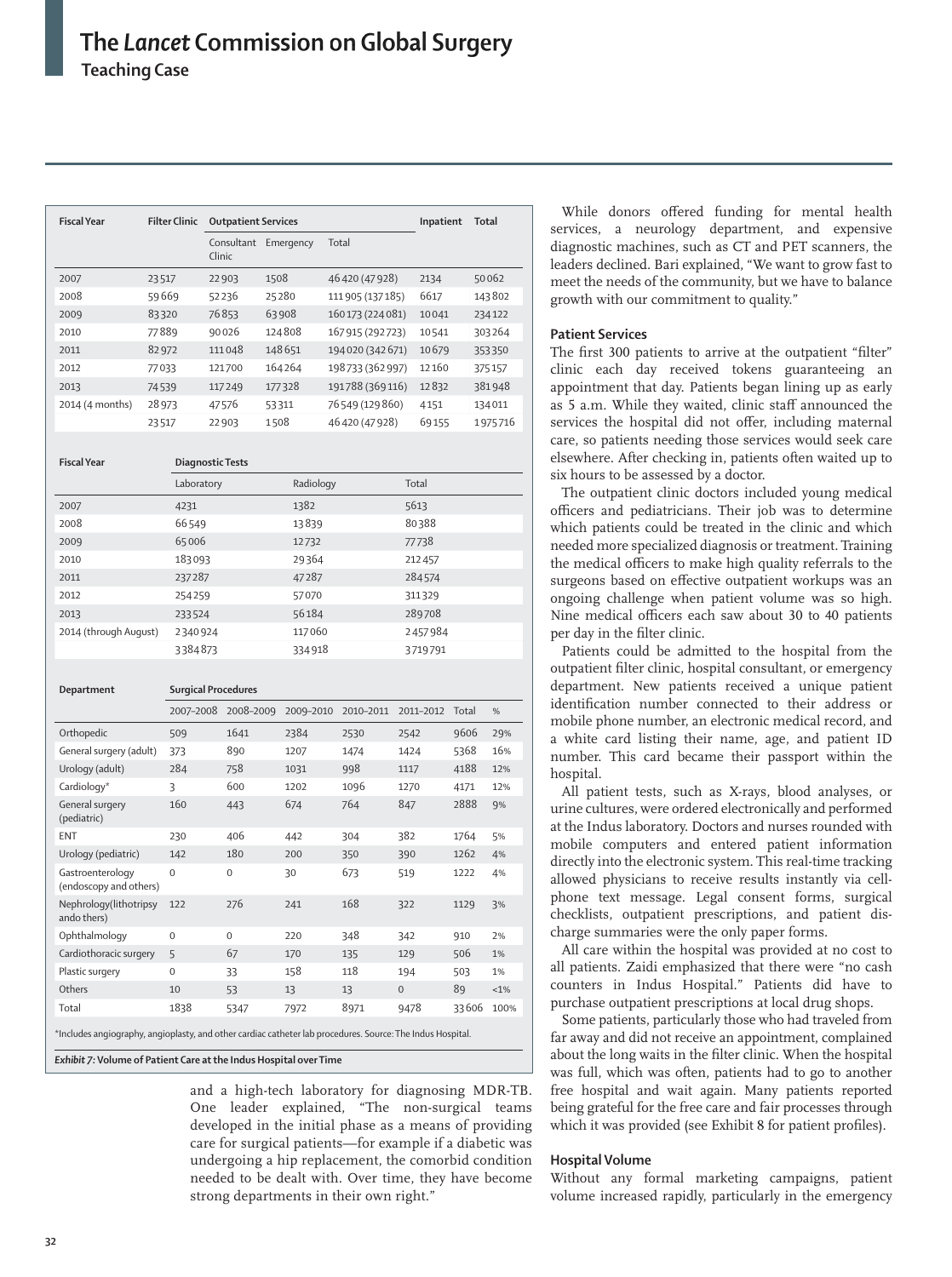| Fiscal Year | Filter Clinic | Outpatient Services | | | Inpatient | Total |
|---|---|---|---|---|---|---|
| | | Consultant Clinic | Emergency | Total | | |
| 2007 | 23517 | 22903 | 1508 | 46420 (47928) | 2134 | 50062 |
| 2008 | 59669 | 52236 | 25280 | 111905 (137185) | 6617 | 143802 |
| 2009 | 83320 | 76853 | 63908 | 160173 (224081) | 10041 | 234122 |
| 2010 | 77889 | 90026 | 124808 | 167915 (292723) | 10541 | 303264 |
| 2011 | 82972 | 111048 | 148651 | 194020 (342671) | 10679 | 353350 |
| 2012 | 77033 | 121700 | 164264 | 198733 (362997) | 12160 | 375157 |
| 2013 | 74539 | 117249 | 177328 | 191788 (369116) | 12832 | 381948 |
| 2014 (4 months) | 28973 | 47576 | 53311 | 76549 (129860) | 4151 | 134011 |
| | 23517 | 22903 | 1508 | 46420 (47928) | 69155 | 1975716 |

| Fiscal Year | Diagnostic Tests | | |
|---|---|---|---|
| | Laboratory | Radiology | Total |
| 2007 | 4231 | 1382 | 5613 |
| 2008 | 66549 | 13839 | 80388 |
| 2009 | 65006 | 12732 | 77738 |
| 2010 | 183093 | 29364 | 212457 |
| 2011 | 237287 | 47287 | 284574 |
| 2012 | 254259 | 57070 | 311329 |
| 2013 | 233524 | 56184 | 289708 |
| 2014 (through August) | 2340924 | 117060 | 2457984 |
| | 3384873 | 334918 | 3719791 |

| Department | Surgical Procedures | | | | | | |
|---|---|---|---|---|---|---|---|
| | 2007–2008 | 2008–2009 | 2009–2010 | 2010–2011 | 2011–2012 | Total | % |
| Orthopedic | 509 | 1641 | 2384 | 2530 | 2542 | 9606 | 29% |
| General surgery (adult) | 373 | 890 | 1207 | 1474 | 1424 | 5368 | 16% |
| Urology (adult) | 284 | 758 | 1031 | 998 | 1117 | 4188 | 12% |
| Cardiology* | 3 | 600 | 1202 | 1096 | 1270 | 4171 | 12% |
| General surgery (pediatric) | 160 | 443 | 674 | 764 | 847 | 2888 | 9% |
| ENT | 230 | 406 | 442 | 304 | 382 | 1764 | 5% |
| Urology (pediatric) | 142 | 180 | 200 | 350 | 390 | 1262 | 4% |
| Gastroenterology (endoscopy and others) | 0 | 0 | 30 | 673 | 519 | 1222 | 4% |
| Nephrology(lithotripsy ando thers) | 122 | 276 | 241 | 168 | 322 | 1129 | 3% |
| Ophthalmology | 0 | 0 | 220 | 348 | 342 | 910 | 2% |
| Cardiothoracic surgery | 5 | 67 | 170 | 135 | 129 | 506 | 1% |
| Plastic surgery | 0 | 33 | 158 | 118 | 194 | 503 | 1% |
| Others | 10 | 53 | 13 | 13 | 0 | 89 | <1% |
| Total | 1838 | 5347 | 7972 | 8971 | 9478 | 33606 | 100% |

*Includes angiography, angioplasty, and other cardiac catheter lab procedures. Source: The Indus Hospital.

***Exhibit 7:* Volume of Patient Care at the Indus Hospital over Time**

and a high-tech laboratory for diagnosing MDR-TB. One leader explained, "The non-surgical teams developed in the initial phase as a means of providing care for surgical patients—for example if a diabetic was undergoing a hip replacement, the comorbid condition needed to be dealt with. Over time, they have become strong departments in their own right."

While donors offered funding for mental health services, a neurology department, and expensive diagnostic machines, such as CT and PET scanners, the leaders declined. Bari explained, "We want to grow fast to meet the needs of the community, but we have to balance growth with our commitment to quality."

### Patient Services

The first 300 patients to arrive at the outpatient "filter" clinic each day received tokens guaranteeing an appointment that day. Patients began lining up as early as 5 a.m. While they waited, clinic staff announced the services the hospital did not offer, including maternal care, so patients needing those services would seek care elsewhere. After checking in, patients often waited up to six hours to be assessed by a doctor.

The outpatient clinic doctors included young medical officers and pediatricians. Their job was to determine which patients could be treated in the clinic and which needed more specialized diagnosis or treatment. Training the medical officers to make high quality referrals to the surgeons based on effective outpatient workups was an ongoing challenge when patient volume was so high. Nine medical officers each saw about 30 to 40 patients per day in the filter clinic.

Patients could be admitted to the hospital from the outpatient filter clinic, hospital consultant, or emergency department. New patients received a unique patient identification number connected to their address or mobile phone number, an electronic medical record, and a white card listing their name, age, and patient ID number. This card became their passport within the hospital.

All patient tests, such as X-rays, blood analyses, or urine cultures, were ordered electronically and performed at the Indus laboratory. Doctors and nurses rounded with mobile computers and entered patient information directly into the electronic system. This real-time tracking allowed physicians to receive results instantly via cellphone text message. Legal consent forms, surgical checklists, outpatient prescriptions, and patient discharge summaries were the only paper forms.

All care within the hospital was provided at no cost to all patients. Zaidi emphasized that there were "no cash counters in Indus Hospital." Patients did have to purchase outpatient prescriptions at local drug shops.

Some patients, particularly those who had traveled from far away and did not receive an appointment, complained about the long waits in the filter clinic. When the hospital was full, which was often, patients had to go to another free hospital and wait again. Many patients reported being grateful for the free care and fair processes through which it was provided (see Exhibit 8 for patient profiles).

### Hospital Volume

Without any formal marketing campaigns, patient volume increased rapidly, particularly in the emergency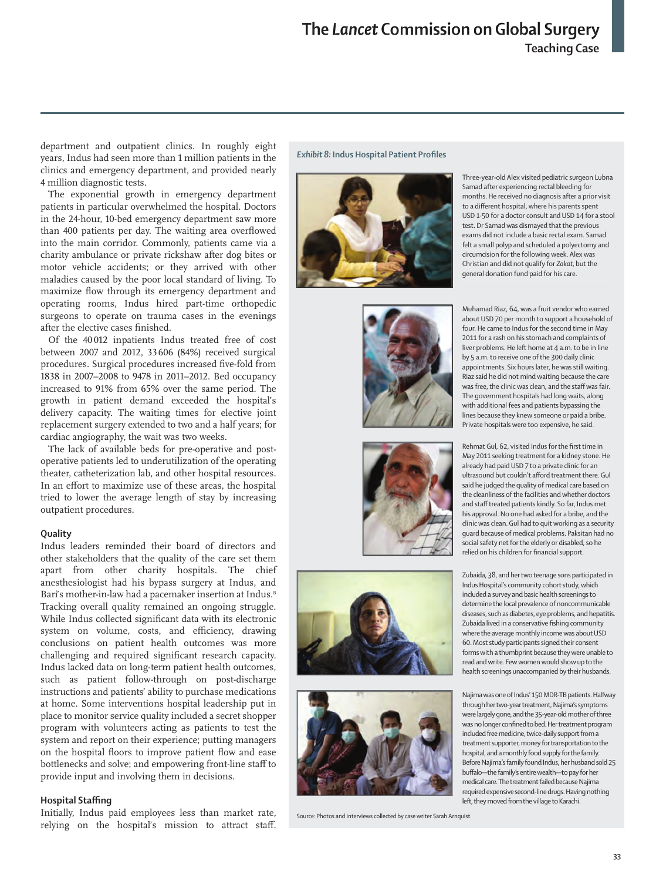department and outpatient clinics. In roughly eight years, Indus had seen more than 1 million patients in the clinics and emergency department, and provided nearly 4 million diagnostic tests.

The exponential growth in emergency department patients in particular overwhelmed the hospital. Doctors in the 24-hour, 10-bed emergency department saw more than 400 patients per day. The waiting area overflowed into the main corridor. Commonly, patients came via a charity ambulance or private rickshaw after dog bites or motor vehicle accidents; or they arrived with other maladies caused by the poor local standard of living. To maximize flow through its emergency department and operating rooms, Indus hired part-time orthopedic surgeons to operate on trauma cases in the evenings after the elective cases finished.

Of the 40012 inpatients Indus treated free of cost between 2007 and 2012, 33606 (84%) received surgical procedures. Surgical procedures increased five-fold from 1838 in 2007–2008 to 9478 in 2011–2012. Bed occupancy increased to 91% from 65% over the same period. The growth in patient demand exceeded the hospital's delivery capacity. The waiting times for elective joint replacement surgery extended to two and a half years; for cardiac angiography, the wait was two weeks.

The lack of available beds for pre-operative and post-operative patients led to underutilization of the operating theater, catheterization lab, and other hospital resources. In an effort to maximize use of these areas, the hospital tried to lower the average length of stay by increasing outpatient procedures.

### Quality

Indus leaders reminded their board of directors and other stakeholders that the quality of the care set them apart from other charity hospitals. The chief anesthesiologist had his bypass surgery at Indus, and Bari's mother-in-law had a pacemaker insertion at Indus.[8] Tracking overall quality remained an ongoing struggle. While Indus collected significant data with its electronic system on volume, costs, and efficiency, drawing conclusions on patient health outcomes was more challenging and required significant research capacity. Indus lacked data on long-term patient health outcomes, such as patient follow-through on post-discharge instructions and patients' ability to purchase medications at home. Some interventions hospital leadership put in place to monitor service quality included a secret shopper program with volunteers acting as patients to test the system and report on their experience; putting managers on the hospital floors to improve patient flow and ease bottlenecks and solve; and empowering front-line staff to provide input and involving them in decisions.

### Hospital Staffing

Initially, Indus paid employees less than market rate, relying on the hospital's mission to attract staff.

***Exhibit 8:*** **Indus Hospital Patient Profiles**

Three-year-old Alex visited pediatric surgeon Lubna Samad after experiencing rectal bleeding for months. He received no diagnosis after a prior visit to a different hospital, where his parents spent USD 1·50 for a doctor consult and USD 14 for a stool test. Dr Samad was dismayed that the previous exams did not include a basic rectal exam. Samad felt a small polyp and scheduled a polyectomy and circumcision for the following week. Alex was Christian and did not qualify for *Zakat*, but the general donation fund paid for his care.

Muhamad Riaz, 64, was a fruit vendor who earned about USD 70 per month to support a household of four. He came to Indus for the second time in May 2011 for a rash on his stomach and complaints of liver problems. He left home at 4 a.m. to be in line by 5 a.m. to receive one of the 300 daily clinic appointments. Six hours later, he was still waiting. Riaz said he did not mind waiting because the care was free, the clinic was clean, and the staff was fair. The government hospitals had long waits, along with additional fees and patients bypassing the lines because they knew someone or paid a bribe. Private hospitals were too expensive, he said.

Rehmat Gul, 62, visited Indus for the first time in May 2011 seeking treatment for a kidney stone. He already had paid USD 7 to a private clinic for an ultrasound but couldn't afford treatment there. Gul said he judged the quality of medical care based on the cleanliness of the facilities and whether doctors and staff treated patients kindly. So far, Indus met his approval. No one had asked for a bribe, and the clinic was clean. Gul had to quit working as a security guard because of medical problems. Paksitan had no social safety net for the elderly or disabled, so he relied on his children for financial support.

Zubaida, 38, and her two teenage sons participated in Indus Hospital's community cohort study, which included a survey and basic health screenings to determine the local prevalence of noncommunicable diseases, such as diabetes, eye problems, and hepatitis. Zubaida lived in a conservative fishing community where the average monthly income was about USD 60. Most study participants signed their consent forms with a thumbprint because they were unable to read and write. Few women would show up to the health screenings unaccompanied by their husbands.

Najima was one of Indus' 150 MDR-TB patients. Halfway through her two-year treatment, Najima's symptoms were largely gone, and the 35-year-old mother of three was no longer confined to bed. Her treatment program included free medicine, twice-daily support from a treatment supporter, money for transportation to the hospital, and a monthly food supply for the family. Before Najima's family found Indus, her husband sold 25 buffalo—the family's entire wealth—to pay for her medical care. The treatment failed because Najima required expensive second-line drugs. Having nothing left, they moved from the village to Karachi.

Source: Photos and interviews collected by case writer Sarah Arnquist.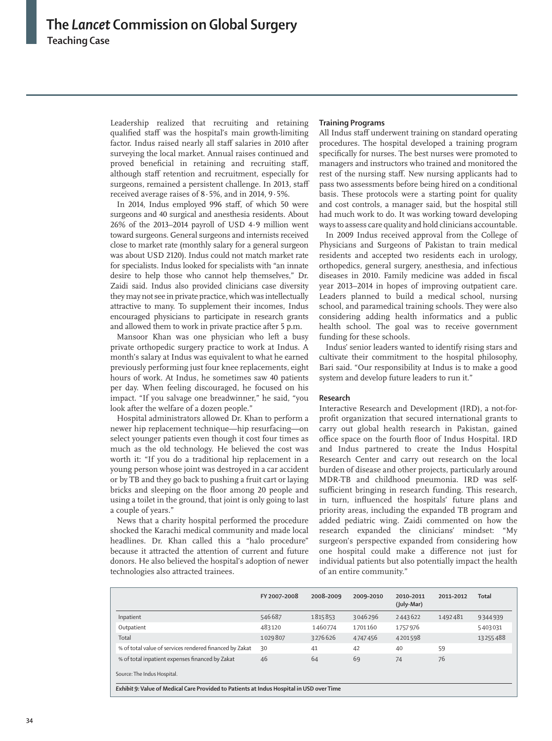Leadership realized that recruiting and retaining qualified staff was the hospital's main growth-limiting factor. Indus raised nearly all staff salaries in 2010 after surveying the local market. Annual raises continued and proved beneficial in retaining and recruiting staff, although staff retention and recruitment, especially for surgeons, remained a persistent challenge. In 2013, staff received average raises of 8·5%, and in 2014, 9·5%.

In 2014, Indus employed 996 staff, of which 50 were surgeons and 40 surgical and anesthesia residents. About 26% of the 2013–2014 payroll of USD 4·9 million went toward surgeons. General surgeons and internists received close to market rate (monthly salary for a general surgeon was about USD 2120). Indus could not match market rate for specialists. Indus looked for specialists with "an innate desire to help those who cannot help themselves," Dr. Zaidi said. Indus also provided clinicians case diversity they may not see in private practice, which was intellectually attractive to many. To supplement their incomes, Indus encouraged physicians to participate in research grants and allowed them to work in private practice after 5 p.m.

Mansoor Khan was one physician who left a busy private orthopedic surgery practice to work at Indus. A month's salary at Indus was equivalent to what he earned previously performing just four knee replacements, eight hours of work. At Indus, he sometimes saw 40 patients per day. When feeling discouraged, he focused on his impact. "If you salvage one breadwinner," he said, "you look after the welfare of a dozen people."

Hospital administrators allowed Dr. Khan to perform a newer hip replacement technique—hip resurfacing—on select younger patients even though it cost four times as much as the old technology. He believed the cost was worth it: "If you do a traditional hip replacement in a young person whose joint was destroyed in a car accident or by TB and they go back to pushing a fruit cart or laying bricks and sleeping on the floor among 20 people and using a toilet in the ground, that joint is only going to last a couple of years."

News that a charity hospital performed the procedure shocked the Karachi medical community and made local headlines. Dr. Khan called this a "halo procedure" because it attracted the attention of current and future donors. He also believed the hospital's adoption of newer technologies also attracted trainees.

### Training Programs

All Indus staff underwent training on standard operating procedures. The hospital developed a training program specifically for nurses. The best nurses were promoted to managers and instructors who trained and monitored the rest of the nursing staff. New nursing applicants had to pass two assessments before being hired on a conditional basis. These protocols were a starting point for quality and cost controls, a manager said, but the hospital still had much work to do. It was working toward developing ways to assess care quality and hold clinicians accountable.

In 2009 Indus received approval from the College of Physicians and Surgeons of Pakistan to train medical residents and accepted two residents each in urology, orthopedics, general surgery, anesthesia, and infectious diseases in 2010. Family medicine was added in fiscal year 2013–2014 in hopes of improving outpatient care. Leaders planned to build a medical school, nursing school, and paramedical training schools. They were also considering adding health informatics and a public health school. The goal was to receive government funding for these schools.

Indus' senior leaders wanted to identify rising stars and cultivate their commitment to the hospital philosophy, Bari said. "Our responsibility at Indus is to make a good system and develop future leaders to run it."

### Research

Interactive Research and Development (IRD), a not-for-profit organization that secured international grants to carry out global health research in Pakistan, gained office space on the fourth floor of Indus Hospital. IRD and Indus partnered to create the Indus Hospital Research Center and carry out research on the local burden of disease and other projects, particularly around MDR-TB and childhood pneumonia. IRD was self-sufficient bringing in research funding. This research, in turn, influenced the hospitals' future plans and priority areas, including the expanded TB program and added pediatric wing. Zaidi commented on how the research expanded the clinicians' mindset: "My surgeon's perspective expanded from considering how one hospital could make a difference not just for individual patients but also potentially impact the health of an entire community."

| | FY 2007–2008 | 2008–2009 | 2009–2010 | 2010–2011 (July-Mar) | 2011–2012 | Total |
|---|---|---|---|---|---|---|
| Inpatient | 546687 | 1815853 | 3046296 | 2443622 | 1492481 | 9344939 |
| Outpatient | 483120 | 1460774 | 1701160 | 1757976 | | 5403031 |
| Total | 1029807 | 3276626 | 4747456 | 4201598 | | 13255488 |
| % of total value of services rendered financed by Zakat | 30 | 41 | 42 | 40 | 59 | |
| % of total inpatient expenses financed by Zakat | 46 | 64 | 69 | 74 | 76 | |

Source: The Indus Hospital.

***Exhibit 9:* Value of Medical Care Provided to Patients at Indus Hospital in USD over Time**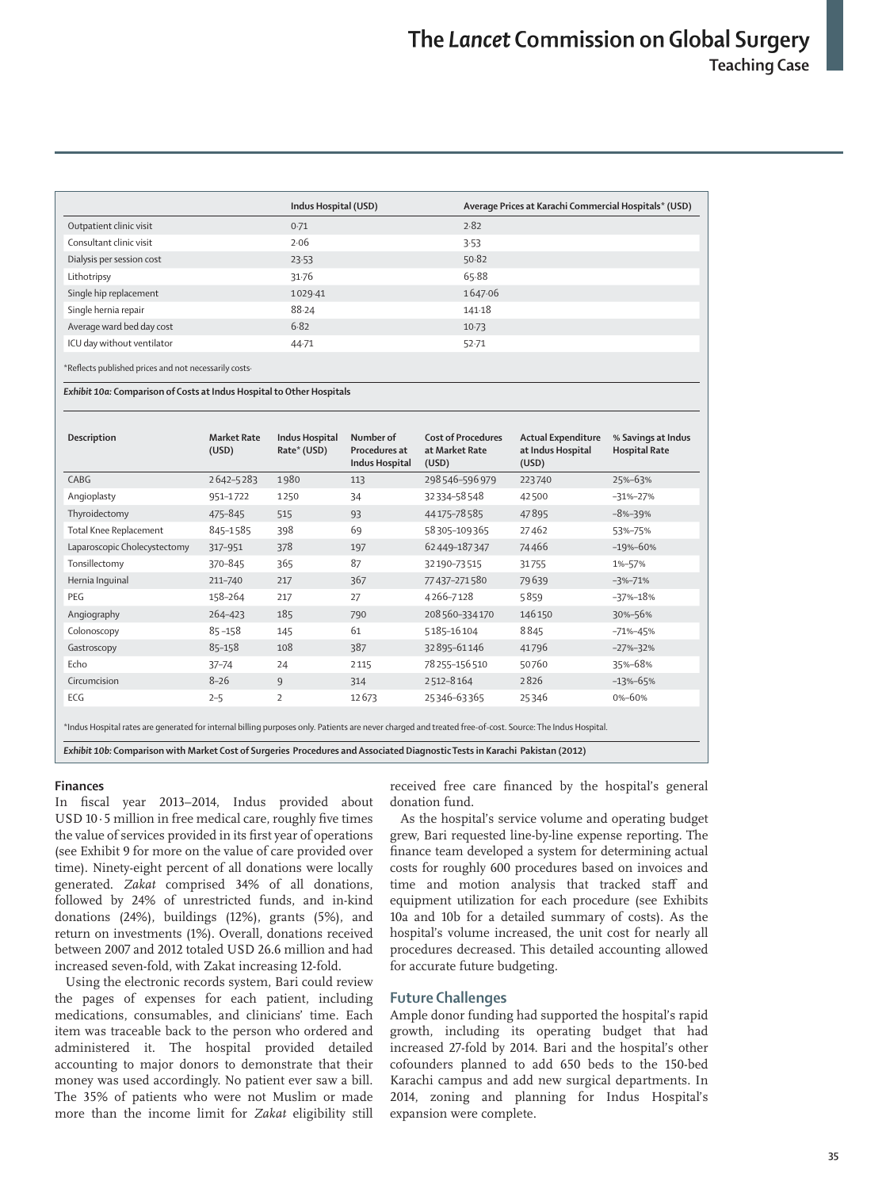|  | Indus Hospital (USD) | Average Prices at Karachi Commercial Hospitals* (USD) |
|---|---|---|
| Outpatient clinic visit | 0·71 | 2·82 |
| Consultant clinic visit | 2·06 | 3·53 |
| Dialysis per session cost | 23·53 | 50·82 |
| Lithotripsy | 31·76 | 65·88 |
| Single hip replacement | 1029·41 | 1647·06 |
| Single hernia repair | 88·24 | 141·18 |
| Average ward bed day cost | 6·82 | 10·73 |
| ICU day without ventilator | 44·71 | 52·71 |

*Reflects published prices and not necessarily costs·

***Exhibit 10a:* Comparison of Costs at Indus Hospital to Other Hospitals**

| Description | Market Rate (USD) | Indus Hospital Rate* (USD) | Number of Procedures at Indus Hospital | Cost of Procedures at Market Rate (USD) | Actual Expenditure at Indus Hospital (USD) | % Savings at Indus Hospital Rate |
|---|---|---|---|---|---|---|
| CABG | 2642–5283 | 1980 | 113 | 298546–596979 | 223740 | 25%–63% |
| Angioplasty | 951–1722 | 1250 | 34 | 32334–58548 | 42500 | –31%–27% |
| Thyroidectomy | 475–845 | 515 | 93 | 44175–78585 | 47895 | –8%–39% |
| Total Knee Replacement | 845–1585 | 398 | 69 | 58305–109365 | 27462 | 53%–75% |
| Laparoscopic Cholecystectomy | 317–951 | 378 | 197 | 62449–187347 | 74466 | –19%–60% |
| Tonsillectomy | 370–845 | 365 | 87 | 32190–73515 | 31755 | 1%–57% |
| Hernia Inguinal | 211–740 | 217 | 367 | 77437–271580 | 79639 | –3%–71% |
| PEG | 158–264 | 217 | 27 | 4266–7128 | 5859 | –37%–18% |
| Angiography | 264–423 | 185 | 790 | 208560–334170 | 146150 | 30%–56% |
| Colonoscopy | 85 –158 | 145 | 61 | 5185–16104 | 8845 | –71%–45% |
| Gastroscopy | 85–158 | 108 | 387 | 32895–61146 | 41796 | –27%–32% |
| Echo | 37–74 | 24 | 2115 | 78255–156510 | 50760 | 35%–68% |
| Circumcision | 8–26 | 9 | 314 | 2512–8164 | 2826 | –13%–65% |
| ECG | 2–5 | 2 | 12673 | 25346–63365 | 25346 | 0%–60% |

*Indus Hospital rates are generated for internal billing purposes only. Patients are never charged and treated free-of-cost. Source: The Indus Hospital.

***Exhibit 10b:* Comparison with Market Cost of Surgeries Procedures and Associated Diagnostic Tests in Karachi Pakistan (2012)**

#### Finances

In fiscal year 2013–2014, Indus provided about USD 10·5 million in free medical care, roughly five times the value of services provided in its first year of operations (see Exhibit 9 for more on the value of care provided over time). Ninety-eight percent of all donations were locally generated. *Zakat* comprised 34% of all donations, followed by 24% of unrestricted funds, and in-kind donations (24%), buildings (12%), grants (5%), and return on investments (1%). Overall, donations received between 2007 and 2012 totaled USD 26.6 million and had increased seven-fold, with Zakat increasing 12-fold.

Using the electronic records system, Bari could review the pages of expenses for each patient, including medications, consumables, and clinicians' time. Each item was traceable back to the person who ordered and administered it. The hospital provided detailed accounting to major donors to demonstrate that their money was used accordingly. No patient ever saw a bill. The 35% of patients who were not Muslim or made more than the income limit for *Zakat* eligibility still received free care financed by the hospital's general donation fund.

As the hospital's service volume and operating budget grew, Bari requested line-by-line expense reporting. The finance team developed a system for determining actual costs for roughly 600 procedures based on invoices and time and motion analysis that tracked staff and equipment utilization for each procedure (see Exhibits 10a and 10b for a detailed summary of costs). As the hospital's volume increased, the unit cost for nearly all procedures decreased. This detailed accounting allowed for accurate future budgeting.

## Future Challenges

Ample donor funding had supported the hospital's rapid growth, including its operating budget that had increased 27-fold by 2014. Bari and the hospital's other cofounders planned to add 650 beds to the 150-bed Karachi campus and add new surgical departments. In 2014, zoning and planning for Indus Hospital's expansion were complete.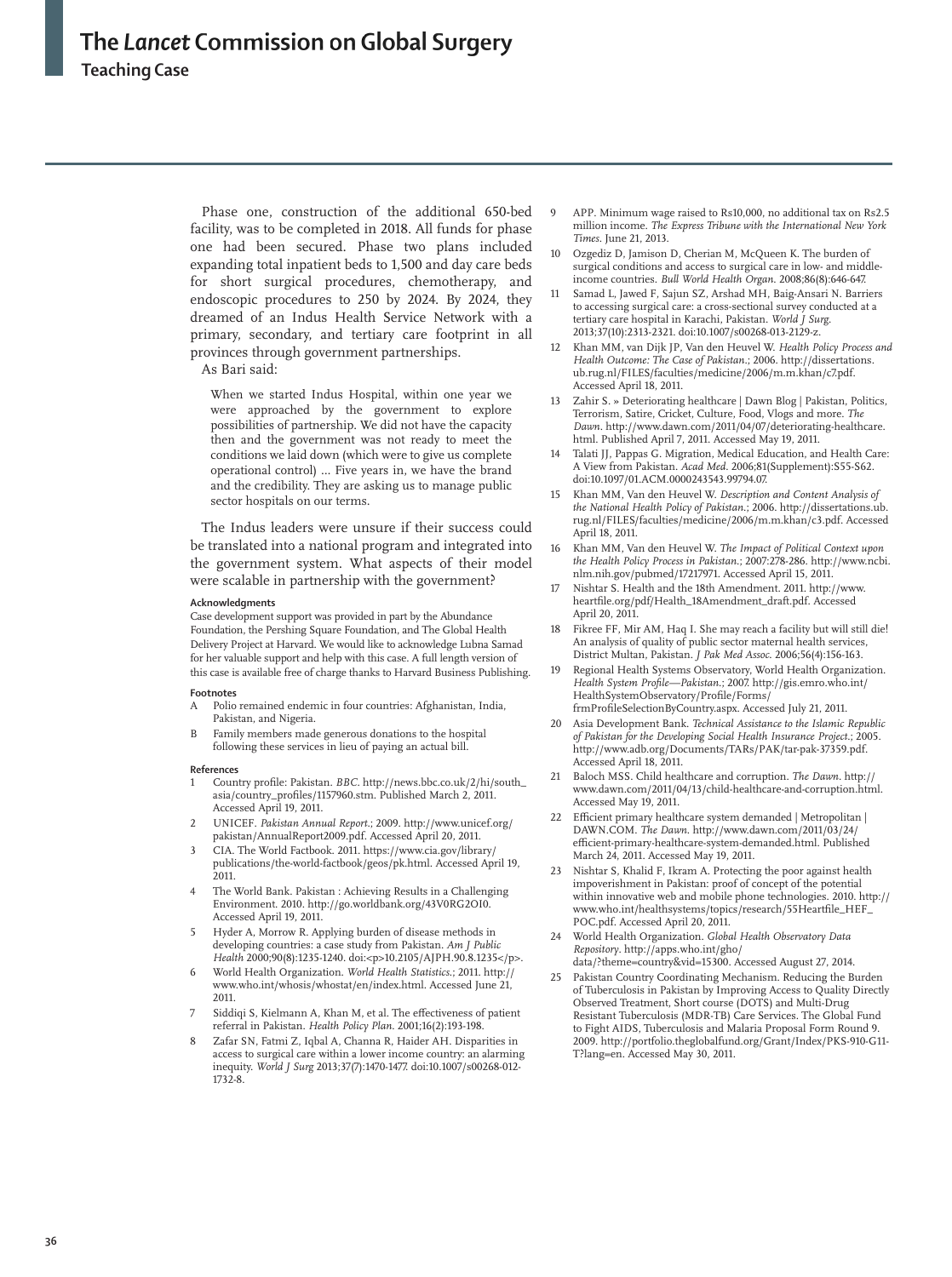Phase one, construction of the additional 650-bed facility, was to be completed in 2018. All funds for phase one had been secured. Phase two plans included expanding total inpatient beds to 1,500 and day care beds for short surgical procedures, chemotherapy, and endoscopic procedures to 250 by 2024. By 2024, they dreamed of an Indus Health Service Network with a primary, secondary, and tertiary care footprint in all provinces through government partnerships.

As Bari said:

> When we started Indus Hospital, within one year we were approached by the government to explore possibilities of partnership. We did not have the capacity then and the government was not ready to meet the conditions we laid down (which were to give us complete operational control) ... Five years in, we have the brand and the credibility. They are asking us to manage public sector hospitals on our terms.

The Indus leaders were unsure if their success could be translated into a national program and integrated into the government system. What aspects of their model were scalable in partnership with the government?

#### Acknowledgments

Case development support was provided in part by the Abundance Foundation, the Pershing Square Foundation, and The Global Health Delivery Project at Harvard. We would like to acknowledge Lubna Samad for her valuable support and help with this case. A full length version of this case is available free of charge thanks to Harvard Business Publishing.

#### Footnotes

A Polio remained endemic in four countries: Afghanistan, India, Pakistan, and Nigeria.

B Family members made generous donations to the hospital following these services in lieu of paying an actual bill.

#### References

1. Country profile: Pakistan. *BBC*. http://news.bbc.co.uk/2/hi/south_asia/country_profiles/1157960.stm. Published March 2, 2011. Accessed April 19, 2011.
2. UNICEF. *Pakistan Annual Report*.; 2009. http://www.unicef.org/pakistan/AnnualReport2009.pdf. Accessed April 20, 2011.
3. CIA. The World Factbook. 2011. https://www.cia.gov/library/publications/the-world-factbook/geos/pk.html. Accessed April 19, 2011.
4. The World Bank. Pakistan : Achieving Results in a Challenging Environment. 2010. http://go.worldbank.org/43V0RG2OI0. Accessed April 19, 2011.
5. Hyder A, Morrow R. Applying burden of disease methods in developing countries: a case study from Pakistan. *Am J Public Health* 2000;90(8):1235-1240. doi:<p>10.2105/AJPH.90.8.1235</p>.
6. World Health Organization. *World Health Statistics*.; 2011. http://www.who.int/whosis/whostat/en/index.html. Accessed June 21, 2011.
7. Siddiqi S, Kielmann A, Khan M, et al. The effectiveness of patient referral in Pakistan. *Health Policy Plan*. 2001;16(2):193-198.
8. Zafar SN, Fatmi Z, Iqbal A, Channa R, Haider AH. Disparities in access to surgical care within a lower income country: an alarming inequity. *World J Surg* 2013;37(7):1470-1477. doi:10.1007/s00268-012-1732-8.
9. APP. Minimum wage raised to Rs10,000, no additional tax on Rs2.5 million income. *The Express Tribune with the International New York Times*. June 21, 2013.
10. Ozgediz D, Jamison D, Cherian M, McQueen K. The burden of surgical conditions and access to surgical care in low- and middle-income countries. *Bull World Health Organ*. 2008;86(8):646-647.
11. Samad L, Jawed F, Sajun SZ, Arshad MH, Baig-Ansari N. Barriers to accessing surgical care: a cross-sectional survey conducted at a tertiary care hospital in Karachi, Pakistan. *World J Surg*. 2013;37(10):2313-2321. doi:10.1007/s00268-013-2129-z.
12. Khan MM, van Dijk JP, Van den Heuvel W. *Health Policy Process and Health Outcome: The Case of Pakistan*.; 2006. http://dissertations.ub.rug.nl/FILES/faculties/medicine/2006/m.m.khan/c7.pdf. Accessed April 18, 2011.
13. Zahir S. » Deteriorating healthcare | Dawn Blog | Pakistan, Politics, Terrorism, Satire, Cricket, Culture, Food, Vlogs and more. *The Dawn*. http://www.dawn.com/2011/04/07/deteriorating-healthcare.html. Published April 7, 2011. Accessed May 19, 2011.
14. Talati JJ, Pappas G. Migration, Medical Education, and Health Care: A View from Pakistan. *Acad Med*. 2006;81(Supplement):S55-S62. doi:10.1097/01.ACM.0000243543.99794.07.
15. Khan MM, Van den Heuvel W. *Description and Content Analysis of the National Health Policy of Pakistan*.; 2006. http://dissertations.ub.rug.nl/FILES/faculties/medicine/2006/m.m.khan/c3.pdf. Accessed April 18, 2011.
16. Khan MM, Van den Heuvel W. *The Impact of Political Context upon the Health Policy Process in Pakistan*.; 2007:278-286. http://www.ncbi.nlm.nih.gov/pubmed/17217971. Accessed April 15, 2011.
17. Nishtar S. Health and the 18th Amendment. 2011. http://www.heartfile.org/pdf/Health_18Amendment_draft.pdf. Accessed April 20, 2011.
18. Fikree FF, Mir AM, Haq I. She may reach a facility but will still die! An analysis of quality of public sector maternal health services, District Multan, Pakistan. *J Pak Med Assoc*. 2006;56(4):156-163.
19. Regional Health Systems Observatory, World Health Organization. *Health System Profile—Pakistan*.; 2007. http://gis.emro.who.int/HealthSystemObservatory/Profile/Forms/frmProfileSelectionByCountry.aspx. Accessed July 21, 2011.
20. Asia Development Bank. *Technical Assistance to the Islamic Republic of Pakistan for the Developing Social Health Insurance Project*.; 2005. http://www.adb.org/Documents/TARs/PAK/tar-pak-37359.pdf. Accessed April 18, 2011.
21. Baloch MSS. Child healthcare and corruption. *The Dawn*. http://www.dawn.com/2011/04/13/child-healthcare-and-corruption.html. Accessed May 19, 2011.
22. Efficient primary healthcare system demanded | Metropolitan | DAWN.COM. *The Dawn*. http://www.dawn.com/2011/03/24/efficient-primary-healthcare-system-demanded.html. Published March 24, 2011. Accessed May 19, 2011.
23. Nishtar S, Khalid F, Ikram A. Protecting the poor against health impoverishment in Pakistan: proof of concept of the potential within innovative web and mobile phone technologies. 2010. http://www.who.int/healthsystems/topics/research/55Heartfile_HEF_POC.pdf. Accessed April 20, 2011.
24. World Health Organization. *Global Health Observatory Data Repository*. http://apps.who.int/gho/data/?theme=country&vid=15300. Accessed August 27, 2014.
25. Pakistan Country Coordinating Mechanism. Reducing the Burden of Tuberculosis in Pakistan by Improving Access to Quality Directly Observed Treatment, Short course (DOTS) and Multi-Drug Resistant Tuberculosis (MDR-TB) Care Services. The Global Fund to Fight AIDS, Tuberculosis and Malaria Proposal Form Round 9. 2009. http://portfolio.theglobalfund.org/Grant/Index/PKS-910-G11-T?lang=en. Accessed May 30, 2011.